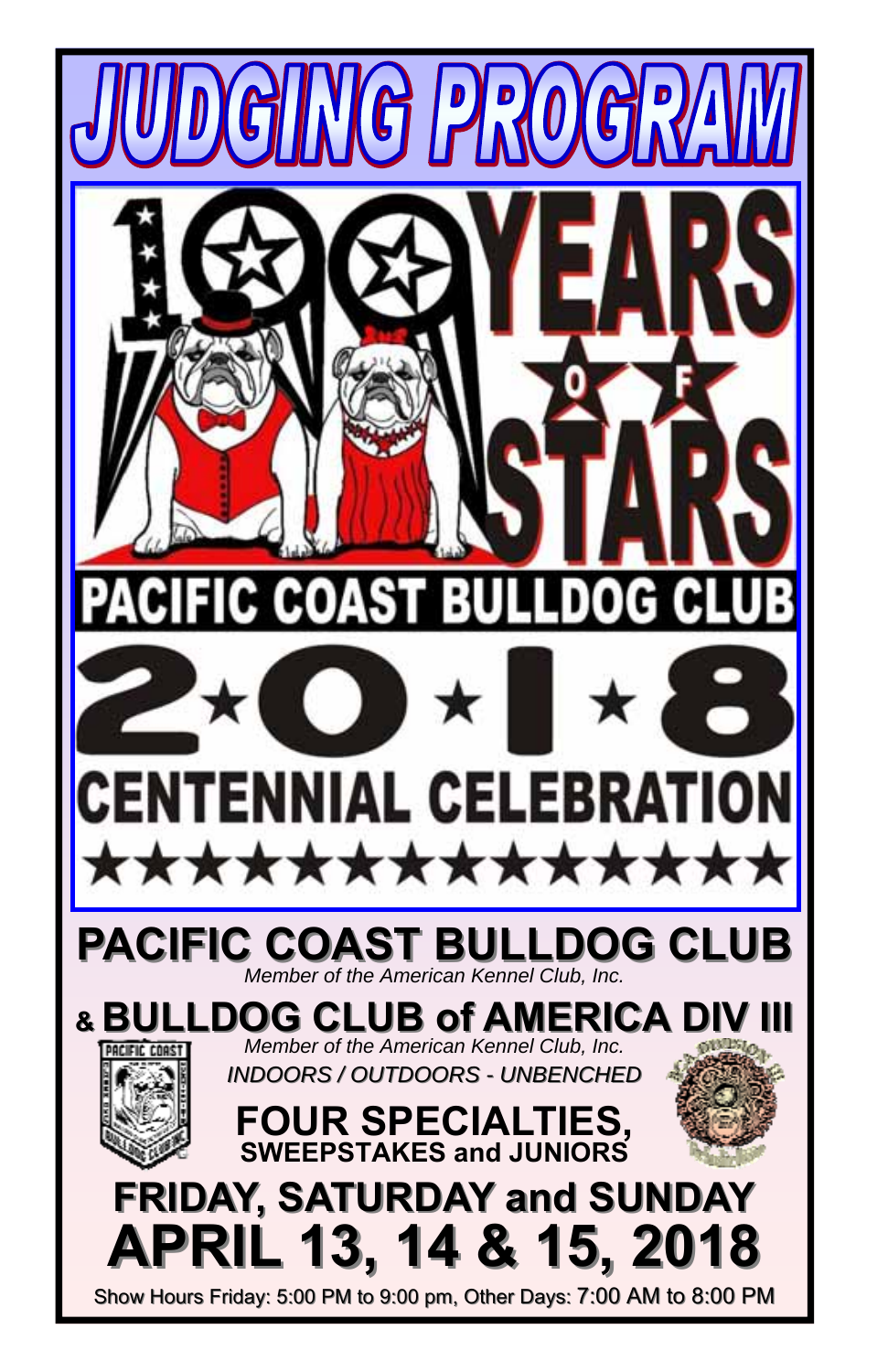# JUDGING PROGRAM

100 YEARS OF STARS

PACIFIC COAST BULLDOG CLUB

2 ★ 0 ★ 1 ★ 8

CENTENNIAL CELEBRATION

## PACIFIC COAST BULLDOG CLUB

*Member of the American Kennel Club, Inc.*

## & BULLDOG CLUB of AMERICA DIV III

*Member of the American Kennel Club, Inc.*

*INDOORS / OUTDOORS - UNBENCHED*

**FOUR SPECIALTIES,**
**SWEEPSTAKES and JUNIORS**

## FRIDAY, SATURDAY and SUNDAY

# APRIL 13, 14 & 15, 2018

Show Hours Friday: 5:00 PM to 9:00 pm, Other Days: 7:00 AM to 8:00 PM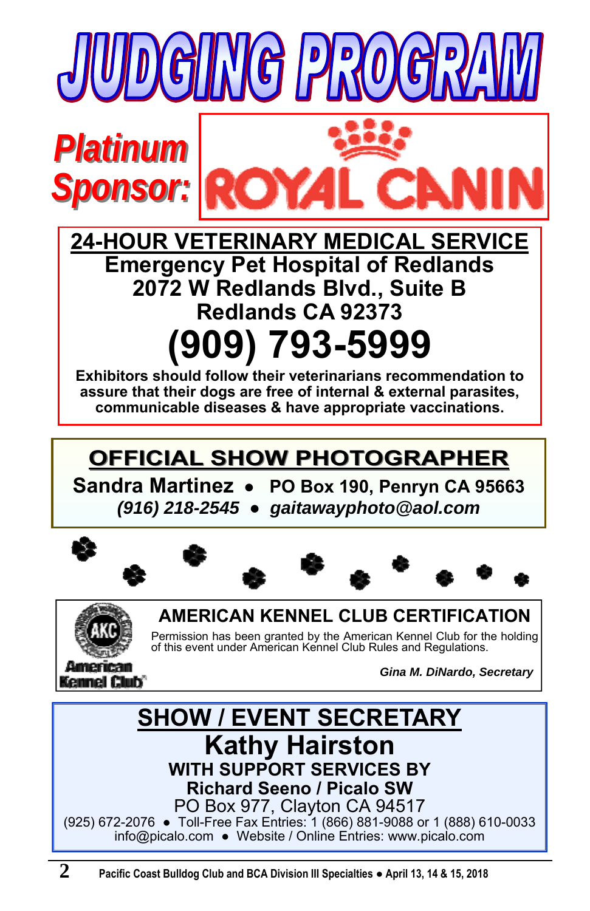# JUDGING PROGRAM

**Platinum Sponsor:** ROYAL CANIN

## 24-HOUR VETERINARY MEDICAL SERVICE

**Emergency Pet Hospital of Redlands**
**2072 W Redlands Blvd., Suite B**
**Redlands CA 92373**

# (909) 793-5999

**Exhibitors should follow their veterinarians recommendation to assure that their dogs are free of internal & external parasites, communicable diseases & have appropriate vaccinations.**

## OFFICIAL SHOW PHOTOGRAPHER

**Sandra Martinez ● PO Box 190, Penryn CA 95663**
***(916) 218-2545 ● gaitawayphoto@aol.com***

## AMERICAN KENNEL CLUB CERTIFICATION

Permission has been granted by the American Kennel Club for the holding of this event under American Kennel Club Rules and Regulations.

*Gina M. DiNardo, Secretary*

## SHOW / EVENT SECRETARY

# Kathy Hairston

**WITH SUPPORT SERVICES BY**
**Richard Seeno / Picalo SW**
PO Box 977, Clayton CA 94517
(925) 672-2076 ● Toll-Free Fax Entries: 1 (866) 881-9088 or 1 (888) 610-0033
info@picalo.com ● Website / Online Entries: www.picalo.com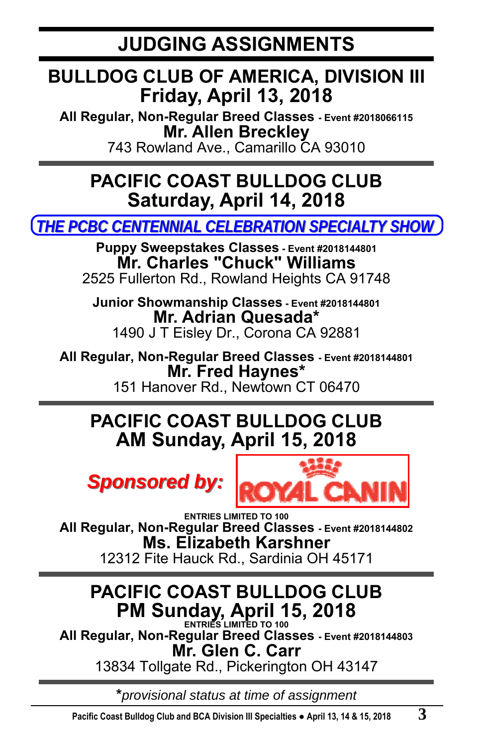# JUDGING ASSIGNMENTS

## BULLDOG CLUB OF AMERICA, DIVISION III
## Friday, April 13, 2018

**All Regular, Non-Regular Breed Classes** - **Event #2018066115**
**Mr. Allen Breckley**
743 Rowland Ave., Camarillo CA 93010

---

## PACIFIC COAST BULLDOG CLUB
## Saturday, April 14, 2018

***THE PCBC CENTENNIAL CELEBRATION SPECIALTY SHOW***

**Puppy Sweepstakes Classes** - **Event #2018144801**
**Mr. Charles "Chuck" Williams**
2525 Fullerton Rd., Rowland Heights CA 91748

**Junior Showmanship Classes** - **Event #2018144801**
**Mr. Adrian Quesada***
1490 J T Eisley Dr., Corona CA 92881

**All Regular, Non-Regular Breed Classes** - **Event #2018144801**
**Mr. Fred Haynes***
151 Hanover Rd., Newtown CT 06470

---

## PACIFIC COAST BULLDOG CLUB
## AM Sunday, April 15, 2018

***Sponsored by:*** ROYAL CANIN

**ENTRIES LIMITED TO 100**
**All Regular, Non-Regular Breed Classes** - **Event #2018144802**
**Ms. Elizabeth Karshner**
12312 Fite Hauck Rd., Sardinia OH 45171

---

## PACIFIC COAST BULLDOG CLUB
## PM Sunday, April 15, 2018

**ENTRIES LIMITED TO 100**
**All Regular, Non-Regular Breed Classes** - **Event #2018144803**
**Mr. Glen C. Carr**
13834 Tollgate Rd., Pickerington OH 43147

---

**\***_provisional status at time of assignment_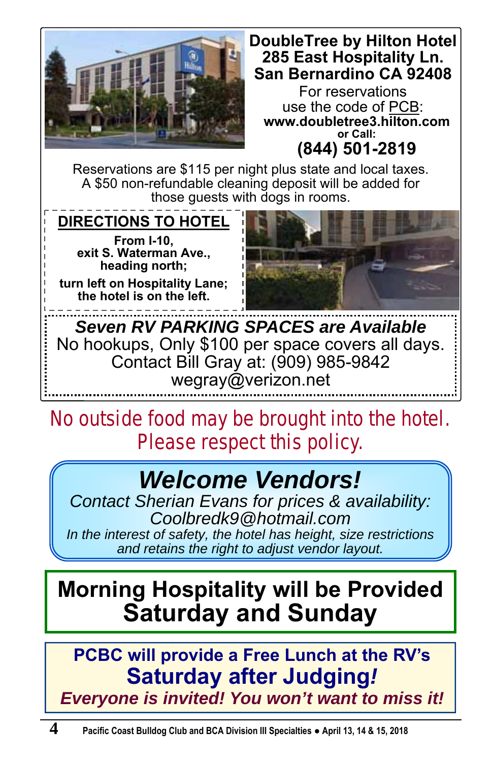**DoubleTree by Hilton Hotel**
**285 East Hospitality Ln.**
**San Bernardino CA 92408**

For reservations
use the code of PCB:
**www.doubletree3.hilton.com**
**or Call:**
**(844) 501-2819**

Reservations are $115 per night plus state and local taxes.
A $50 non-refundable cleaning deposit will be added for those guests with dogs in rooms.

## DIRECTIONS TO HOTEL

**From I-10,**
**exit S. Waterman Ave.,**
**heading north;**

**turn left on Hospitality Lane;**
**the hotel is on the left.**

***Seven RV PARKING SPACES are Available***
No hookups, Only $100 per space covers all days.
Contact Bill Gray at: (909) 985-9842
wegray@verizon.net

No outside food may be brought into the hotel.
Please respect this policy.

## *Welcome Vendors!*

*Contact Sherian Evans for prices & availability:*
*Coolbredk9@hotmail.com*
*In the interest of safety, the hotel has height, size restrictions and retains the right to adjust vendor layout.*

## Morning Hospitality will be Provided Saturday and Sunday

**PCBC will provide a Free Lunch at the RV's**
**Saturday after Judging!**
***Everyone is invited! You won't want to miss it!***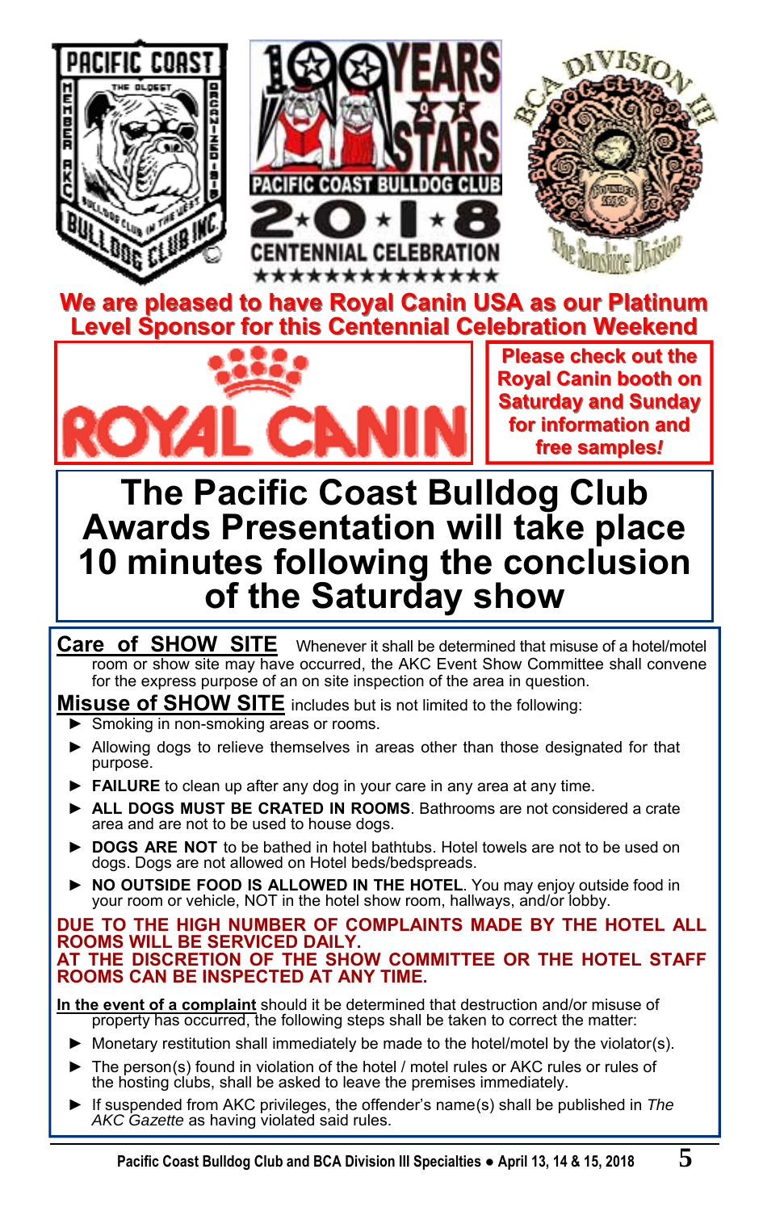**We are pleased to have Royal Canin USA as our Platinum Level Sponsor for this Centennial Celebration Weekend**

**Please check out the Royal Canin booth on Saturday and Sunday for information and free samples!**

# The Pacific Coast Bulldog Club Awards Presentation will take place 10 minutes following the conclusion of the Saturday show

**Care of SHOW SITE** Whenever it shall be determined that misuse of a hotel/motel room or show site may have occurred, the AKC Event Show Committee shall convene for the express purpose of an on site inspection of the area in question.

**Misuse of SHOW SITE** includes but is not limited to the following:

- Smoking in non-smoking areas or rooms.
- Allowing dogs to relieve themselves in areas other than those designated for that purpose.
- **FAILURE** to clean up after any dog in your care in any area at any time.
- **ALL DOGS MUST BE CRATED IN ROOMS**. Bathrooms are not considered a crate area and are not to be used to house dogs.
- **DOGS ARE NOT** to be bathed in hotel bathtubs. Hotel towels are not to be used on dogs. Dogs are not allowed on Hotel beds/bedspreads.
- **NO OUTSIDE FOOD IS ALLOWED IN THE HOTEL**. You may enjoy outside food in your room or vehicle, NOT in the hotel show room, hallways, and/or lobby.

**DUE TO THE HIGH NUMBER OF COMPLAINTS MADE BY THE HOTEL ALL ROOMS WILL BE SERVICED DAILY.**
**AT THE DISCRETION OF THE SHOW COMMITTEE OR THE HOTEL STAFF ROOMS CAN BE INSPECTED AT ANY TIME.**

**In the event of a complaint** should it be determined that destruction and/or misuse of property has occurred, the following steps shall be taken to correct the matter:

- Monetary restitution shall immediately be made to the hotel/motel by the violator(s).
- The person(s) found in violation of the hotel / motel rules or AKC rules or rules of the hosting clubs, shall be asked to leave the premises immediately.
- If suspended from AKC privileges, the offender's name(s) shall be published in *The AKC Gazette* as having violated said rules.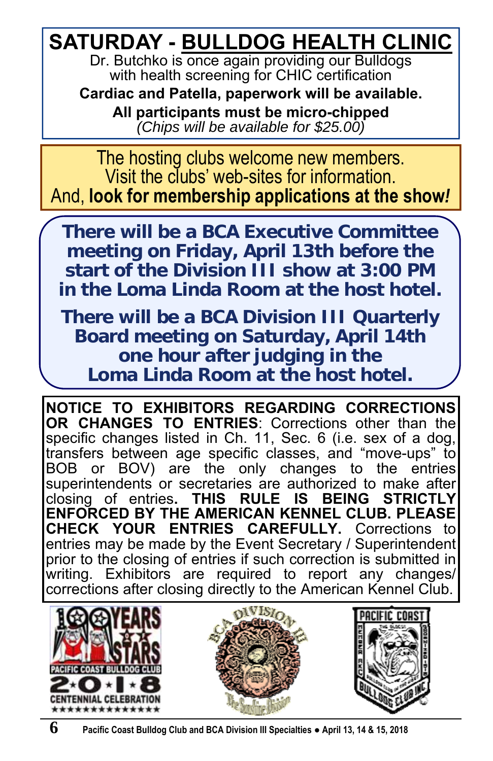## SATURDAY - BULLDOG HEALTH CLINIC

Dr. Butchko is once again providing our Bulldogs with health screening for CHIC certification

**Cardiac and Patella, paperwork will be available.**

**All participants must be micro-chipped**

*(Chips will be available for $25.00)*

The hosting clubs welcome new members.
Visit the clubs' web-sites for information.
And, **look for membership applications at the show!**

**There will be a BCA Executive Committee meeting on Friday, April 13th before the start of the Division III show at 3:00 PM in the Loma Linda Room at the host hotel.**

**There will be a BCA Division III Quarterly Board meeting on Saturday, April 14th one hour after judging in the Loma Linda Room at the host hotel.**

**NOTICE TO EXHIBITORS REGARDING CORRECTIONS OR CHANGES TO ENTRIES**: Corrections other than the specific changes listed in Ch. 11, Sec. 6 (i.e. sex of a dog, transfers between age specific classes, and "move-ups" to BOB or BOV) are the only changes to the entries superintendents or secretaries are authorized to make after closing of entries. **THIS RULE IS BEING STRICTLY ENFORCED BY THE AMERICAN KENNEL CLUB. PLEASE CHECK YOUR ENTRIES CAREFULLY.** Corrections to entries may be made by the Event Secretary / Superintendent prior to the closing of entries if such correction is submitted in writing. Exhibitors are required to report any changes/ corrections after closing directly to the American Kennel Club.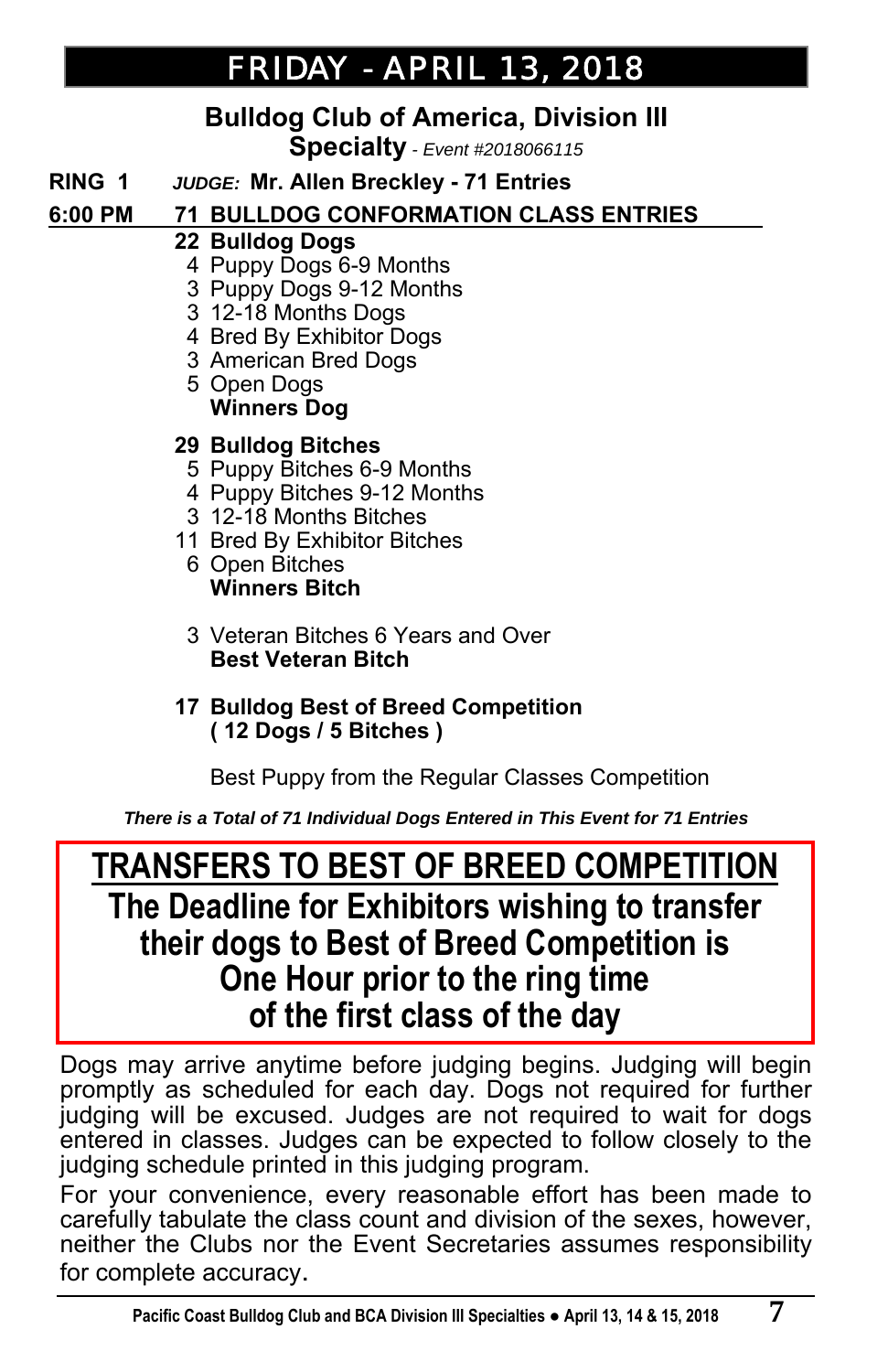# FRIDAY - APRIL 13, 2018

## Bulldog Club of America, Division III
## Specialty - *Event #2018066115*

**RING 1** *JUDGE:* **Mr. Allen Breckley - 71 Entries**

**6:00 PM** **71 BULLDOG CONFORMATION CLASS ENTRIES**

**22 Bulldog Dogs**
- 4 Puppy Dogs 6-9 Months
- 3 Puppy Dogs 9-12 Months
- 3 12-18 Months Dogs
- 4 Bred By Exhibitor Dogs
- 3 American Bred Dogs
- 5 Open Dogs

**Winners Dog**

**29 Bulldog Bitches**
- 5 Puppy Bitches 6-9 Months
- 4 Puppy Bitches 9-12 Months
- 3 12-18 Months Bitches
- 11 Bred By Exhibitor Bitches
- 6 Open Bitches

**Winners Bitch**

- 3 Veteran Bitches 6 Years and Over

**Best Veteran Bitch**

**17 Bulldog Best of Breed Competition**
**( 12 Dogs / 5 Bitches )**

Best Puppy from the Regular Classes Competition

***There is a Total of 71 Individual Dogs Entered in This Event for 71 Entries***

## TRANSFERS TO BEST OF BREED COMPETITION

**The Deadline for Exhibitors wishing to transfer their dogs to Best of Breed Competition is One Hour prior to the ring time of the first class of the day**

Dogs may arrive anytime before judging begins. Judging will begin promptly as scheduled for each day. Dogs not required for further judging will be excused. Judges are not required to wait for dogs entered in classes. Judges can be expected to follow closely to the judging schedule printed in this judging program.

For your convenience, every reasonable effort has been made to carefully tabulate the class count and division of the sexes, however, neither the Clubs nor the Event Secretaries assumes responsibility for complete accuracy.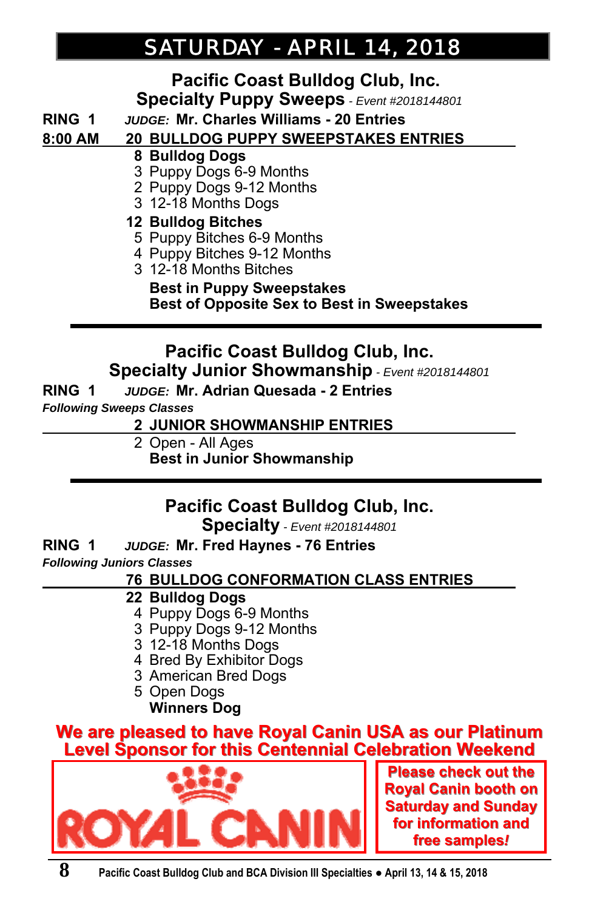# SATURDAY - APRIL 14, 2018

## Pacific Coast Bulldog Club, Inc.
## Specialty Puppy Sweeps - *Event #2018144801*

**RING 1** ***JUDGE:*** **Mr. Charles Williams - 20 Entries**

**8:00 AM** **20 BULLDOG PUPPY SWEEPSTAKES ENTRIES**

**8 Bulldog Dogs**
- 3 Puppy Dogs 6-9 Months
- 2 Puppy Dogs 9-12 Months
- 3 12-18 Months Dogs

**12 Bulldog Bitches**
- 5 Puppy Bitches 6-9 Months
- 4 Puppy Bitches 9-12 Months
- 3 12-18 Months Bitches

**Best in Puppy Sweepstakes**
**Best of Opposite Sex to Best in Sweepstakes**

---

## Pacific Coast Bulldog Club, Inc.
## Specialty Junior Showmanship - *Event #2018144801*

**RING 1** ***JUDGE:*** **Mr. Adrian Quesada - 2 Entries**

***Following Sweeps Classes***

**2 JUNIOR SHOWMANSHIP ENTRIES**
- 2 Open - All Ages

**Best in Junior Showmanship**

---

## Pacific Coast Bulldog Club, Inc.
## Specialty - *Event #2018144801*

**RING 1** ***JUDGE:*** **Mr. Fred Haynes - 76 Entries**

***Following Juniors Classes***

**76 BULLDOG CONFORMATION CLASS ENTRIES**

**22 Bulldog Dogs**
- 4 Puppy Dogs 6-9 Months
- 3 Puppy Dogs 9-12 Months
- 3 12-18 Months Dogs
- 4 Bred By Exhibitor Dogs
- 3 American Bred Dogs
- 5 Open Dogs

**Winners Dog**

**We are pleased to have Royal Canin USA as our Platinum Level Sponsor for this Centennial Celebration Weekend**

ROYAL CANIN

**Please check out the Royal Canin booth on Saturday and Sunday for information and free samples!**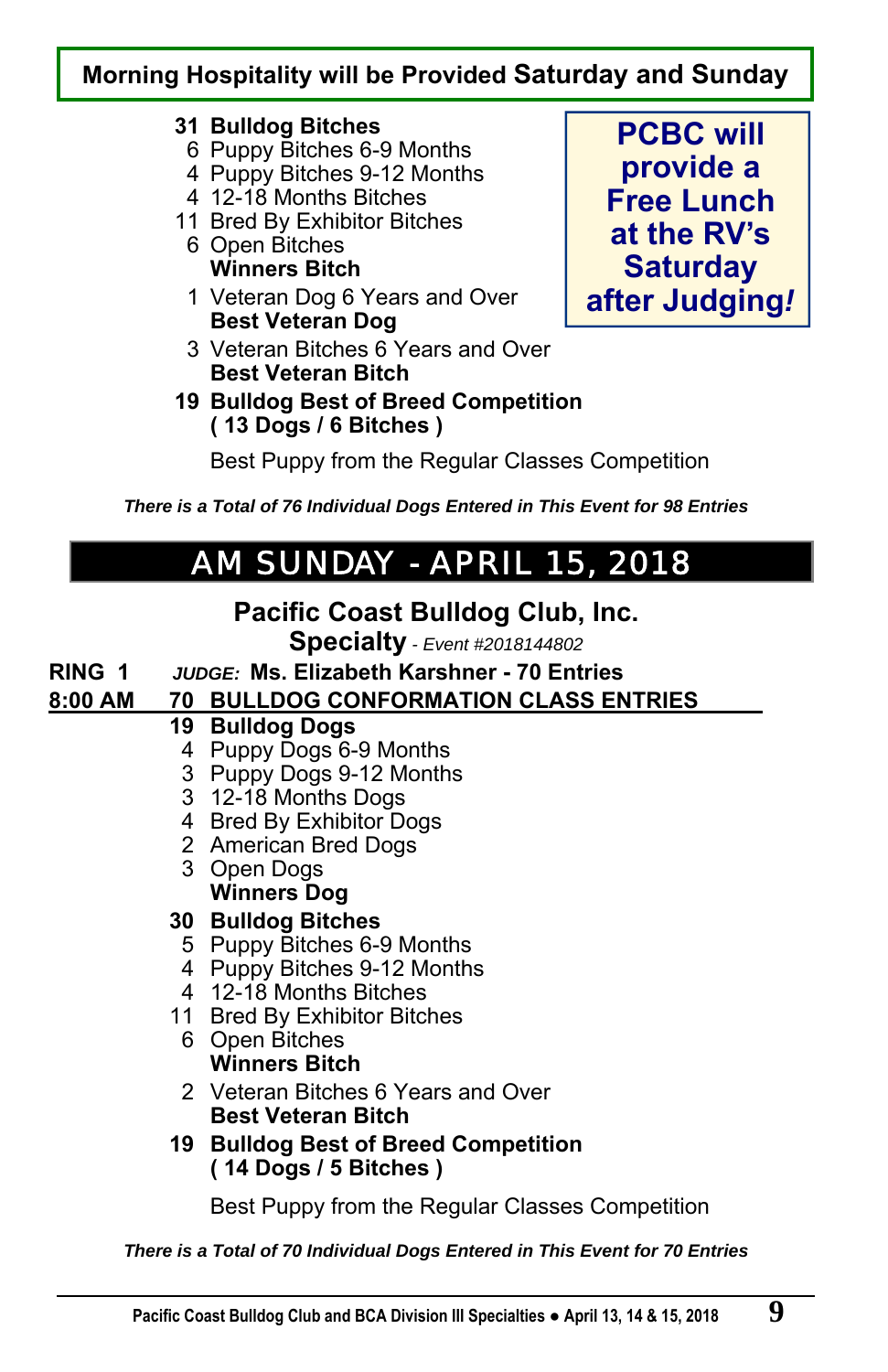**Morning Hospitality will be Provided Saturday and Sunday**

**PCBC will provide a Free Lunch at the RV's Saturday after Judging!**

**31 Bulldog Bitches**
- 6 Puppy Bitches 6-9 Months
- 4 Puppy Bitches 9-12 Months
- 4 12-18 Months Bitches
- 11 Bred By Exhibitor Bitches
- 6 Open Bitches

**Winners Bitch**

1 Veteran Dog 6 Years and Over
**Best Veteran Dog**

3 Veteran Bitches 6 Years and Over
**Best Veteran Bitch**

**19 Bulldog Best of Breed Competition**
**( 13 Dogs / 6 Bitches )**

Best Puppy from the Regular Classes Competition

***There is a Total of 76 Individual Dogs Entered in This Event for 98 Entries***

# AM SUNDAY - APRIL 15, 2018

## Pacific Coast Bulldog Club, Inc.
## Specialty *- Event #2018144802*

**RING 1** *JUDGE:* **Ms. Elizabeth Karshner - 70 Entries**

**8:00 AM 70 BULLDOG CONFORMATION CLASS ENTRIES**

**19 Bulldog Dogs**
- 4 Puppy Dogs 6-9 Months
- 3 Puppy Dogs 9-12 Months
- 3 12-18 Months Dogs
- 4 Bred By Exhibitor Dogs
- 2 American Bred Dogs
- 3 Open Dogs

**Winners Dog**

**30 Bulldog Bitches**
- 5 Puppy Bitches 6-9 Months
- 4 Puppy Bitches 9-12 Months
- 4 12-18 Months Bitches
- 11 Bred By Exhibitor Bitches
- 6 Open Bitches

**Winners Bitch**

2 Veteran Bitches 6 Years and Over
**Best Veteran Bitch**

**19 Bulldog Best of Breed Competition**
**( 14 Dogs / 5 Bitches )**

Best Puppy from the Regular Classes Competition

***There is a Total of 70 Individual Dogs Entered in This Event for 70 Entries***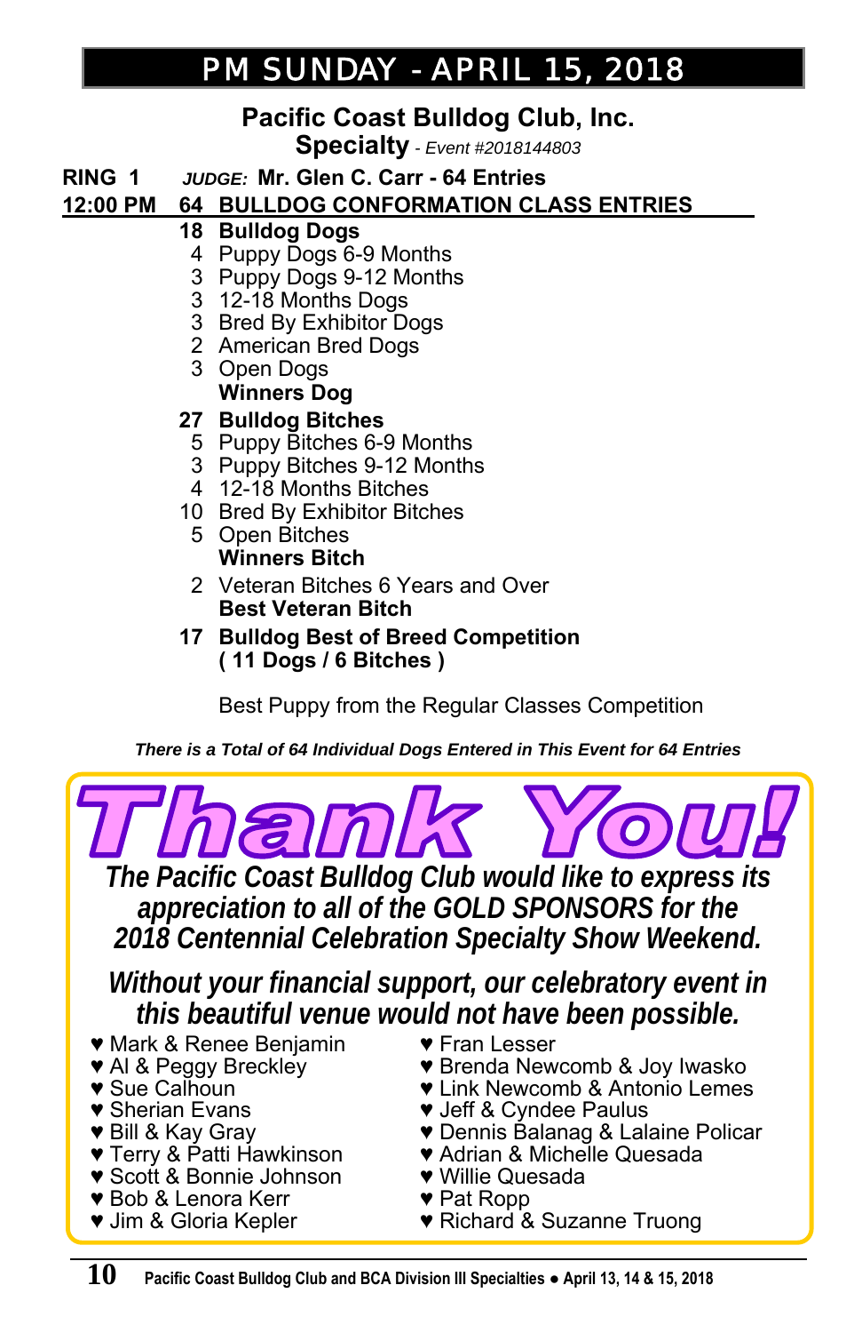# PM SUNDAY - APRIL 15, 2018

**Pacific Coast Bulldog Club, Inc.**
**Specialty** *- Event #2018144803*

**RING 1** ***JUDGE:*** **Mr. Glen C. Carr - 64 Entries**

**12:00 PM 64 BULLDOG CONFORMATION CLASS ENTRIES**

**18 Bulldog Dogs**
- 4 Puppy Dogs 6-9 Months
- 3 Puppy Dogs 9-12 Months
- 3 12-18 Months Dogs
- 3 Bred By Exhibitor Dogs
- 2 American Bred Dogs
- 3 Open Dogs

**Winners Dog**

**27 Bulldog Bitches**
- 5 Puppy Bitches 6-9 Months
- 3 Puppy Bitches 9-12 Months
- 4 12-18 Months Bitches
- 10 Bred By Exhibitor Bitches
- 5 Open Bitches

**Winners Bitch**

- 2 Veteran Bitches 6 Years and Over

**Best Veteran Bitch**

**17 Bulldog Best of Breed Competition**
**( 11 Dogs / 6 Bitches )**

Best Puppy from the Regular Classes Competition

***There is a Total of 64 Individual Dogs Entered in This Event for 64 Entries***

## Thank You!

***The Pacific Coast Bulldog Club would like to express its appreciation to all of the GOLD SPONSORS for the 2018 Centennial Celebration Specialty Show Weekend.***

***Without your financial support, our celebratory event in this beautiful venue would not have been possible.***

- ♥ Mark & Renee Benjamin
- ♥ Al & Peggy Breckley
- ♥ Sue Calhoun
- ♥ Sherian Evans
- ♥ Bill & Kay Gray
- ♥ Terry & Patti Hawkinson
- ♥ Scott & Bonnie Johnson
- ♥ Bob & Lenora Kerr
- ♥ Jim & Gloria Kepler
- ♥ Fran Lesser
- ♥ Brenda Newcomb & Joy Iwasko
- ♥ Link Newcomb & Antonio Lemes
- ♥ Jeff & Cyndee Paulus
- ♥ Dennis Balanag & Lalaine Policar
- ♥ Adrian & Michelle Quesada
- ♥ Willie Quesada
- ♥ Pat Ropp
- ♥ Richard & Suzanne Truong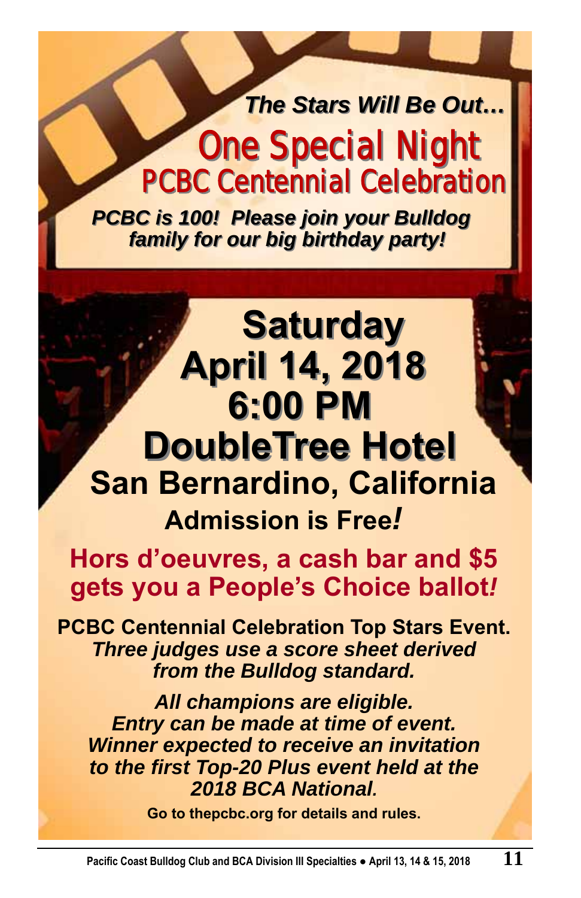***The Stars Will Be Out…***

# One Special Night

## PCBC Centennial Celebration

***PCBC is 100! Please join your Bulldog family for our big birthday party!***

# Saturday
# April 14, 2018
# 6:00 PM
# DoubleTree Hotel

## San Bernardino, California

### Admission is Free*!*

**Hors d'oeuvres, a cash bar and $5 gets you a People's Choice ballot*!***

**PCBC Centennial Celebration Top Stars Event.**

***Three judges use a score sheet derived from the Bulldog standard.***

***All champions are eligible.***
***Entry can be made at time of event.***
***Winner expected to receive an invitation to the first Top-20 Plus event held at the 2018 BCA National.***

**Go to thepcbc.org for details and rules.**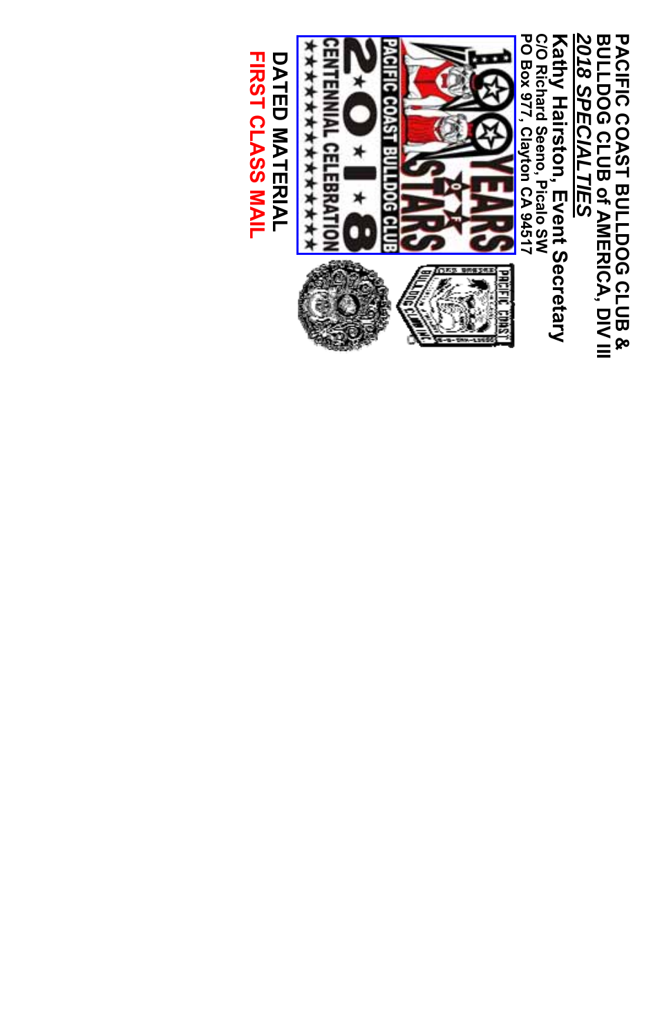**PACIFIC COAST BULLDOG CLUB &**
**BULLDOG CLUB of AMERICA, DIV III**
***2018 SPECIALTIES***

**Kathy Hairston, Event Secretary**
**C/O Richard Seeno, Picalo SW**
**PO Box 977, Clayton CA 94517**

100 YEARS OF STARS
PACIFIC COAST BULLDOG CLUB
2·0·1·8
CENTENNIAL CELEBRATION

**DATED MATERIAL**

**FIRST CLASS MAIL**